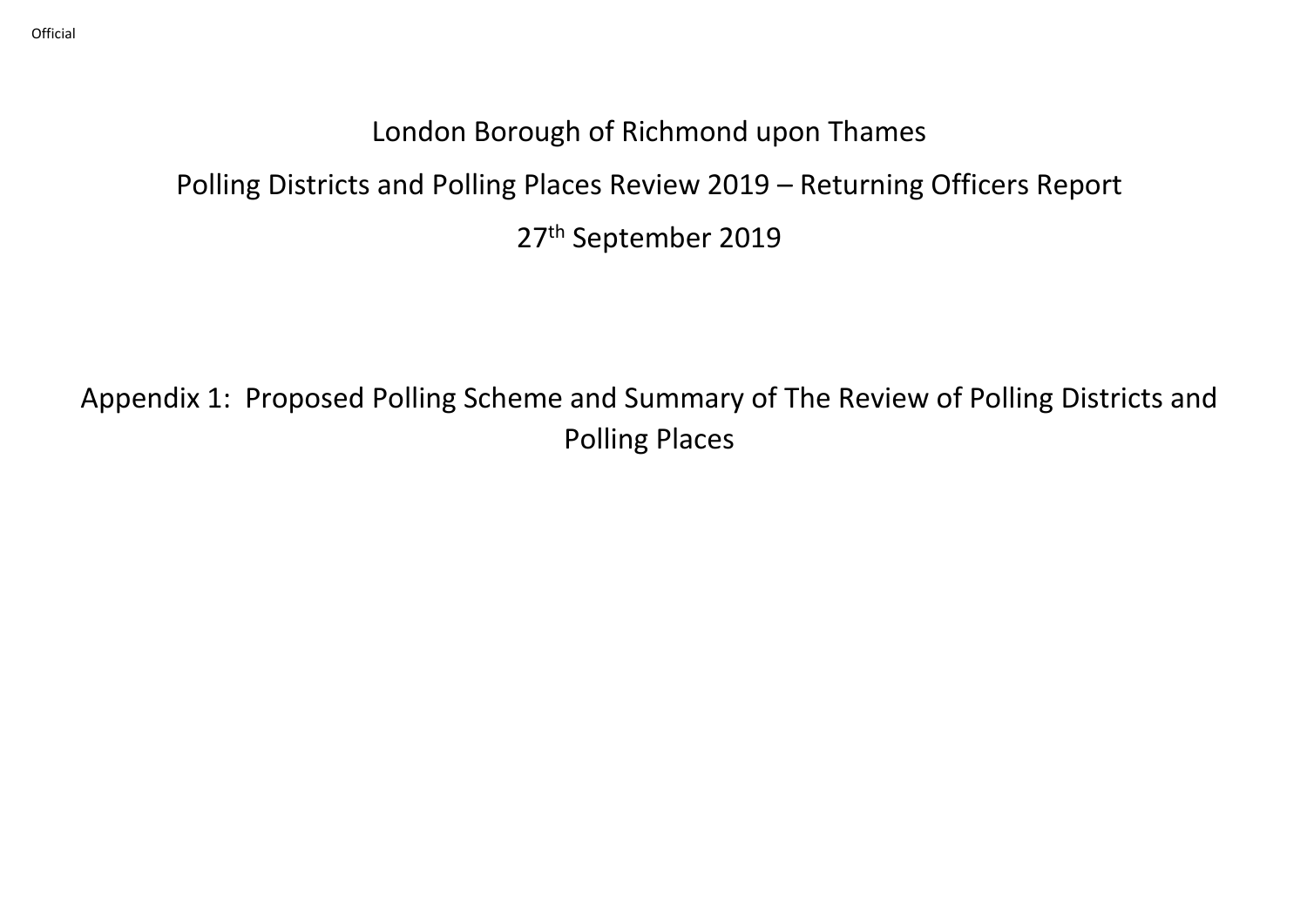Official

# London Borough of Richmond upon Thames

## Polling Districts and Polling Places Review 2019 – Returning Officers Report

27th September 2019

## Appendix 1: Proposed Polling Scheme and Summary of The Review of Polling Districts and Polling Places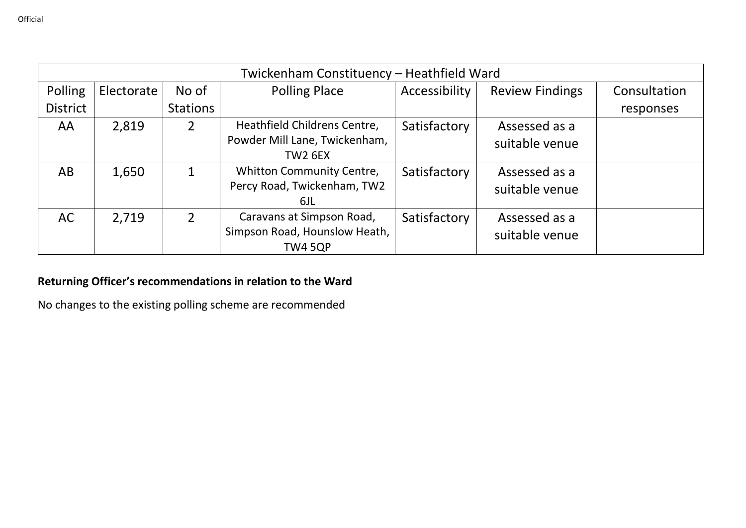| Twickenham Constituency – Heathfield Ward | | | | | | |
|---|---|---|---|---|---|---|
| Polling District | Electorate | No of Stations | Polling Place | Accessibility | Review Findings | Consultation responses |
| AA | 2,819 | 2 | Heathfield Childrens Centre, Powder Mill Lane, Twickenham, TW2 6EX | Satisfactory | Assessed as a suitable venue | |
| AB | 1,650 | 1 | Whitton Community Centre, Percy Road, Twickenham, TW2 6JL | Satisfactory | Assessed as a suitable venue | |
| AC | 2,719 | 2 | Caravans at Simpson Road, Simpson Road, Hounslow Heath, TW4 5QP | Satisfactory | Assessed as a suitable venue | |

**Returning Officer's recommendations in relation to the Ward**

No changes to the existing polling scheme are recommended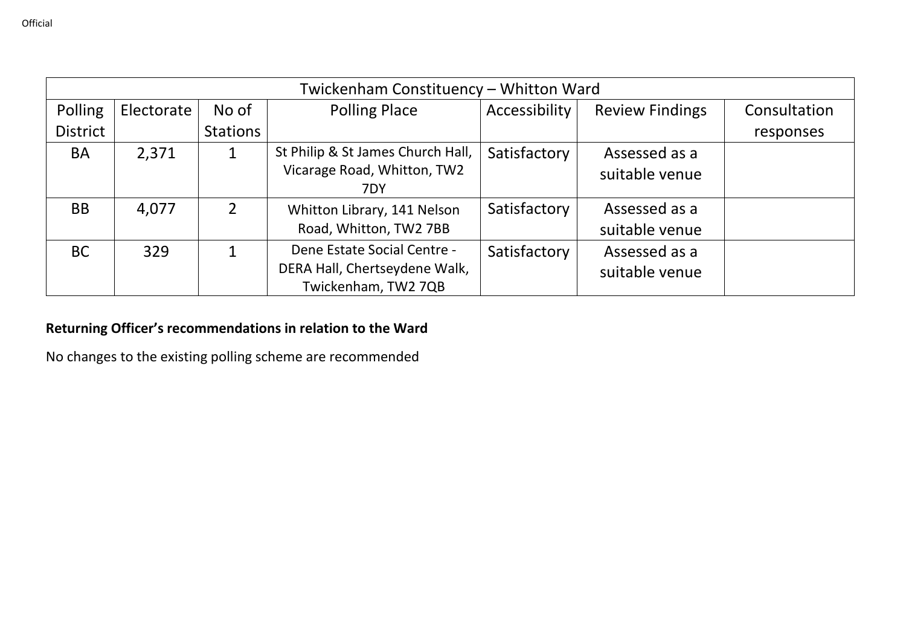| Twickenham Constituency – Whitton Ward | | | | | | |
|---|---|---|---|---|---|---|
| Polling District | Electorate | No of Stations | Polling Place | Accessibility | Review Findings | Consultation responses |
| BA | 2,371 | 1 | St Philip & St James Church Hall, Vicarage Road, Whitton, TW2 7DY | Satisfactory | Assessed as a suitable venue | |
| BB | 4,077 | 2 | Whitton Library, 141 Nelson Road, Whitton, TW2 7BB | Satisfactory | Assessed as a suitable venue | |
| BC | 329 | 1 | Dene Estate Social Centre - DERA Hall, Chertseydene Walk, Twickenham, TW2 7QB | Satisfactory | Assessed as a suitable venue | |

**Returning Officer's recommendations in relation to the Ward**

No changes to the existing polling scheme are recommended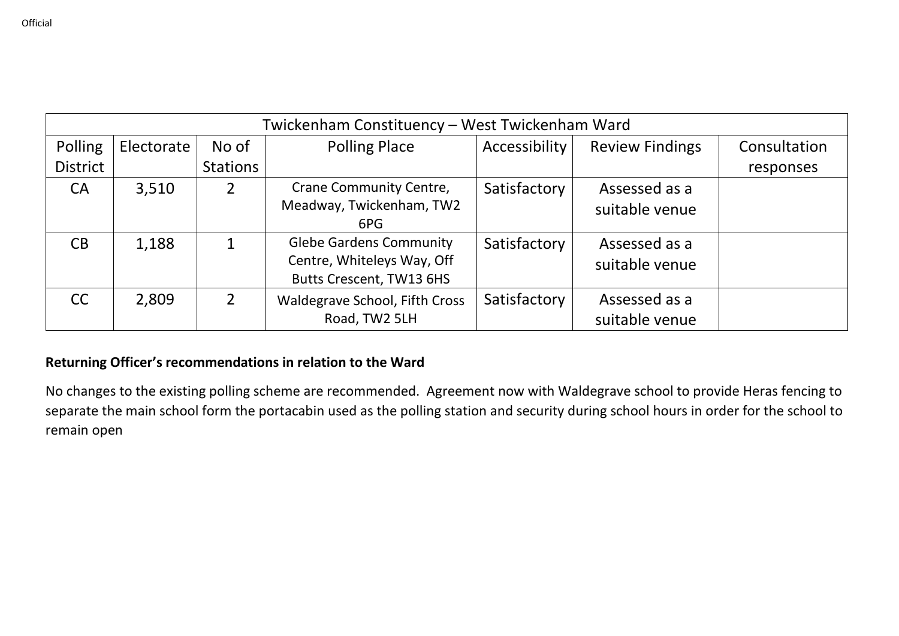| Twickenham Constituency – West Twickenham Ward | | | | | | |
|---|---|---|---|---|---|---|
| Polling District | Electorate | No of Stations | Polling Place | Accessibility | Review Findings | Consultation responses |
| CA | 3,510 | 2 | Crane Community Centre, Meadway, Twickenham, TW2 6PG | Satisfactory | Assessed as a suitable venue | |
| CB | 1,188 | 1 | Glebe Gardens Community Centre, Whiteleys Way, Off Butts Crescent, TW13 6HS | Satisfactory | Assessed as a suitable venue | |
| CC | 2,809 | 2 | Waldegrave School, Fifth Cross Road, TW2 5LH | Satisfactory | Assessed as a suitable venue | |

**Returning Officer's recommendations in relation to the Ward**

No changes to the existing polling scheme are recommended. Agreement now with Waldegrave school to provide Heras fencing to separate the main school form the portacabin used as the polling station and security during school hours in order for the school to remain open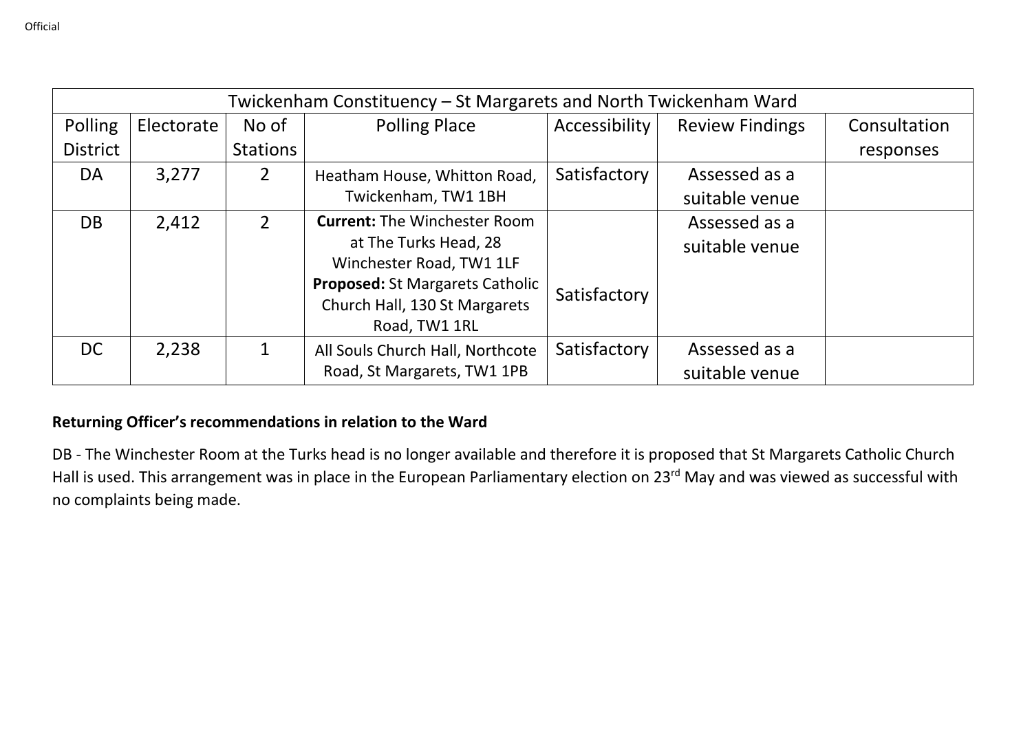| Twickenham Constituency – St Margarets and North Twickenham Ward | | | | | | |
|---|---|---|---|---|---|---|
| Polling District | Electorate | No of Stations | Polling Place | Accessibility | Review Findings | Consultation responses |
| DA | 3,277 | 2 | Heatham House, Whitton Road, Twickenham, TW1 1BH | Satisfactory | Assessed as a suitable venue | |
| DB | 2,412 | 2 | **Current:** The Winchester Room at The Turks Head, 28 Winchester Road, TW1 1LF **Proposed:** St Margarets Catholic Church Hall, 130 St Margarets Road, TW1 1RL | Satisfactory | Assessed as a suitable venue | |
| DC | 2,238 | 1 | All Souls Church Hall, Northcote Road, St Margarets, TW1 1PB | Satisfactory | Assessed as a suitable venue | |

**Returning Officer's recommendations in relation to the Ward**

DB - The Winchester Room at the Turks head is no longer available and therefore it is proposed that St Margarets Catholic Church Hall is used. This arrangement was in place in the European Parliamentary election on 23rd May and was viewed as successful with no complaints being made.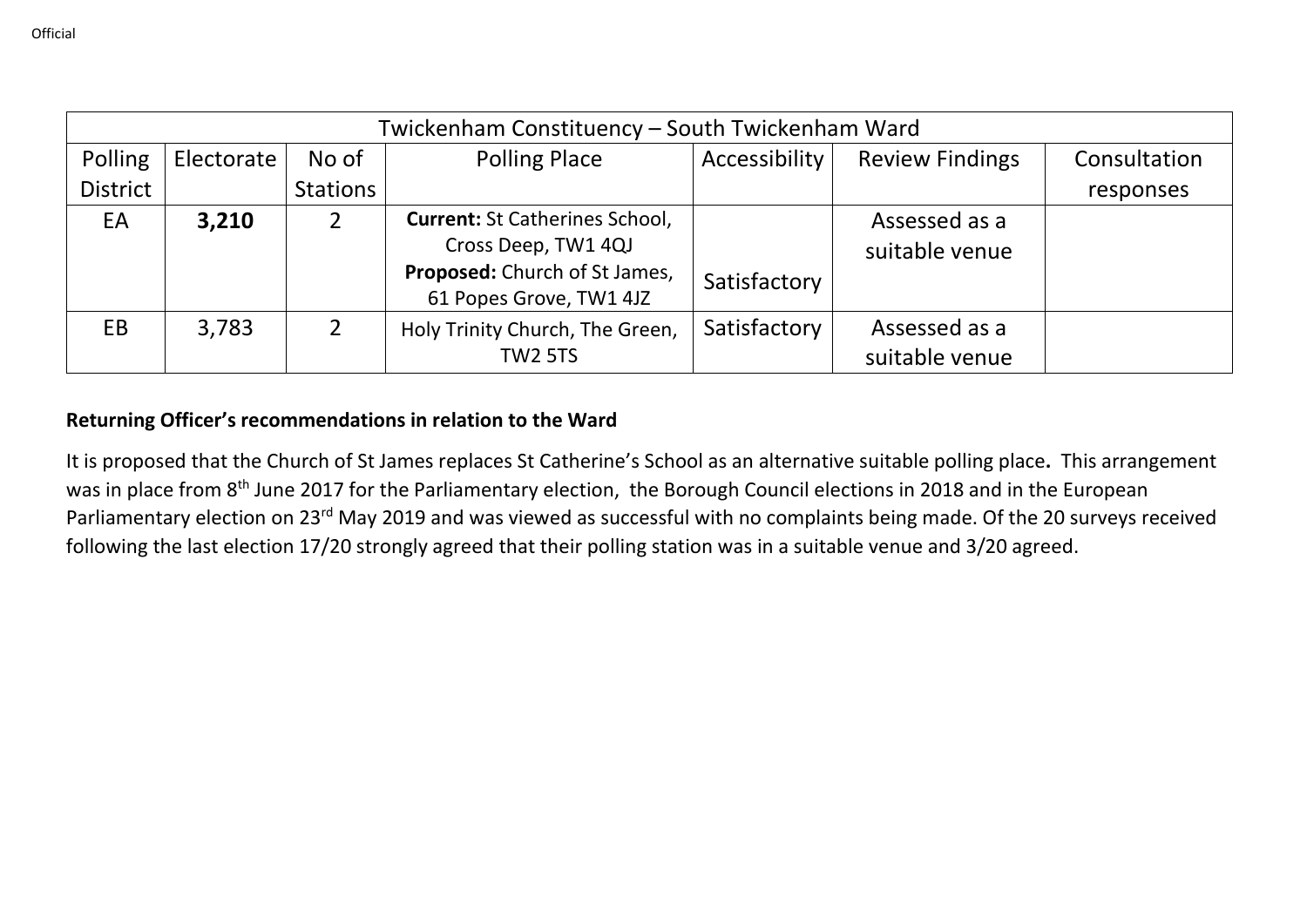| Twickenham Constituency – South Twickenham Ward | | | | | | |
|---|---|---|---|---|---|---|
| Polling District | Electorate | No of Stations | Polling Place | Accessibility | Review Findings | Consultation responses |
| EA | **3,210** | 2 | **Current:** St Catherines School, Cross Deep, TW1 4QJ **Proposed:** Church of St James, 61 Popes Grove, TW1 4JZ | Satisfactory | Assessed as a suitable venue | |
| EB | 3,783 | 2 | Holy Trinity Church, The Green, TW2 5TS | Satisfactory | Assessed as a suitable venue | |

**Returning Officer's recommendations in relation to the Ward**

It is proposed that the Church of St James replaces St Catherine's School as an alternative suitable polling place**.** This arrangement was in place from 8th June 2017 for the Parliamentary election, the Borough Council elections in 2018 and in the European Parliamentary election on 23rd May 2019 and was viewed as successful with no complaints being made. Of the 20 surveys received following the last election 17/20 strongly agreed that their polling station was in a suitable venue and 3/20 agreed.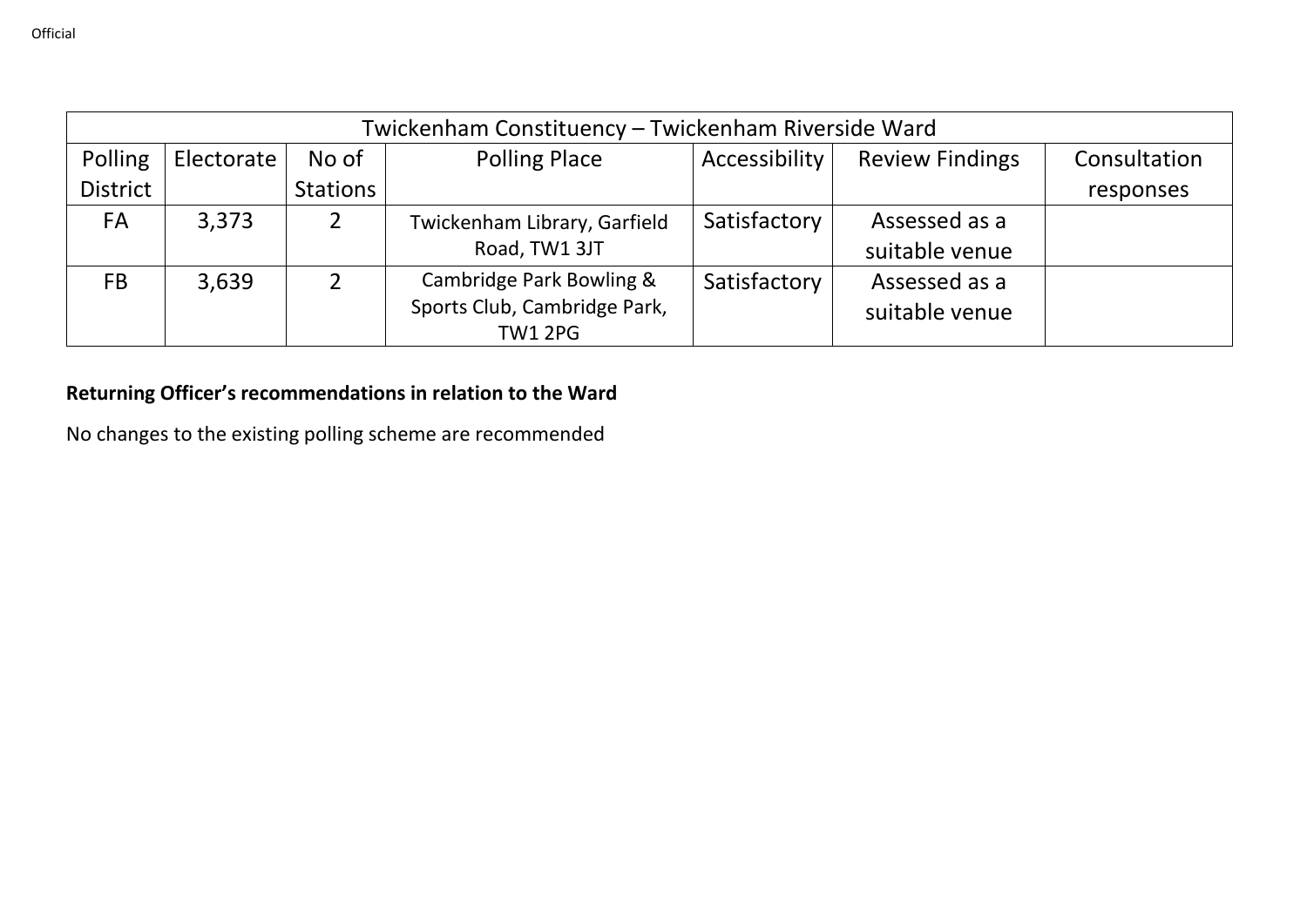| Twickenham Constituency – Twickenham Riverside Ward | | | | | | |
|---|---|---|---|---|---|---|
| Polling District | Electorate | No of Stations | Polling Place | Accessibility | Review Findings | Consultation responses |
| FA | 3,373 | 2 | Twickenham Library, Garfield Road, TW1 3JT | Satisfactory | Assessed as a suitable venue | |
| FB | 3,639 | 2 | Cambridge Park Bowling & Sports Club, Cambridge Park, TW1 2PG | Satisfactory | Assessed as a suitable venue | |

**Returning Officer's recommendations in relation to the Ward**

No changes to the existing polling scheme are recommended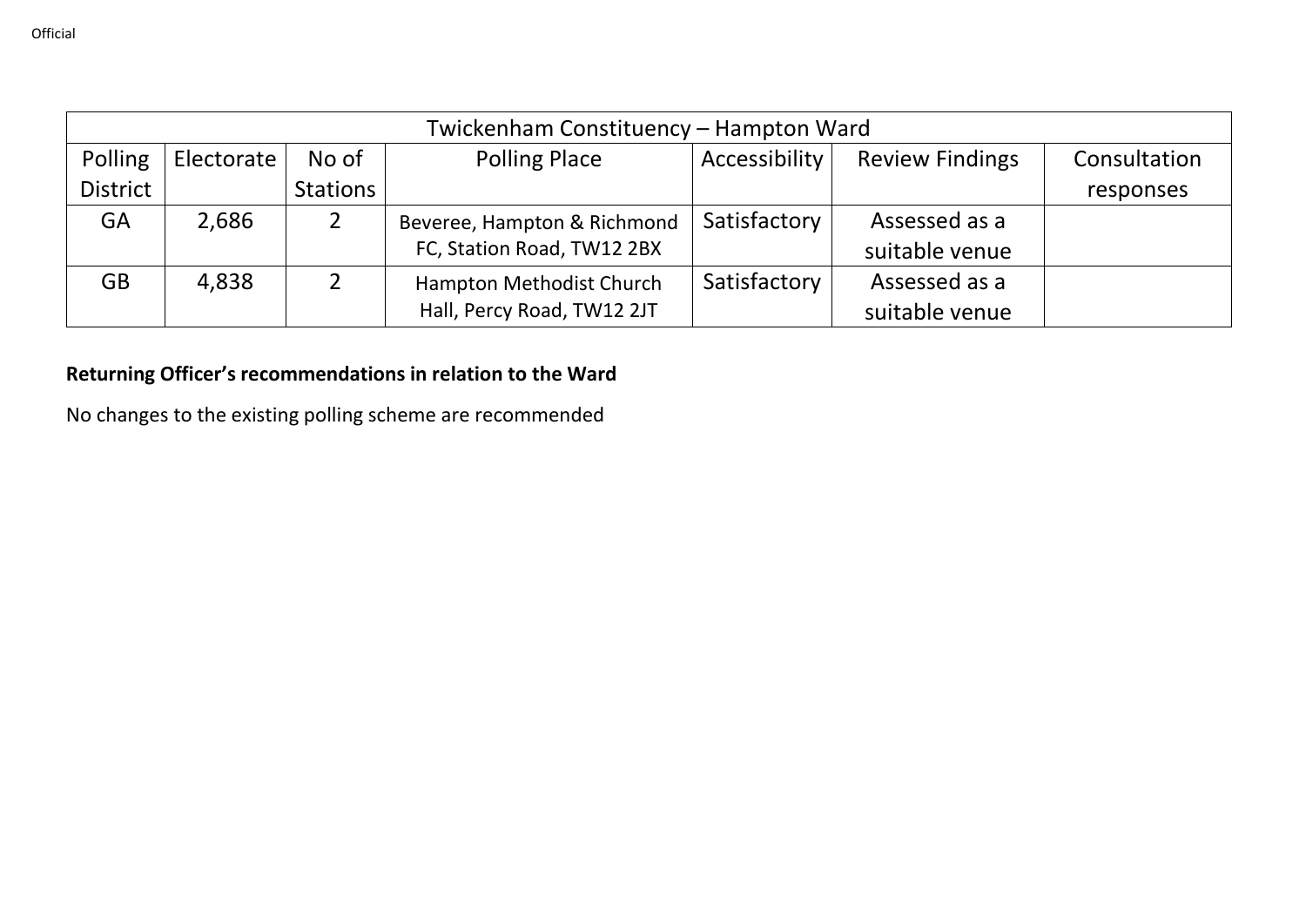| Twickenham Constituency – Hampton Ward | | | | | | |
|---|---|---|---|---|---|---|
| Polling District | Electorate | No of Stations | Polling Place | Accessibility | Review Findings | Consultation responses |
| GA | 2,686 | 2 | Beveree, Hampton & Richmond FC, Station Road, TW12 2BX | Satisfactory | Assessed as a suitable venue | |
| GB | 4,838 | 2 | Hampton Methodist Church Hall, Percy Road, TW12 2JT | Satisfactory | Assessed as a suitable venue | |

**Returning Officer's recommendations in relation to the Ward**

No changes to the existing polling scheme are recommended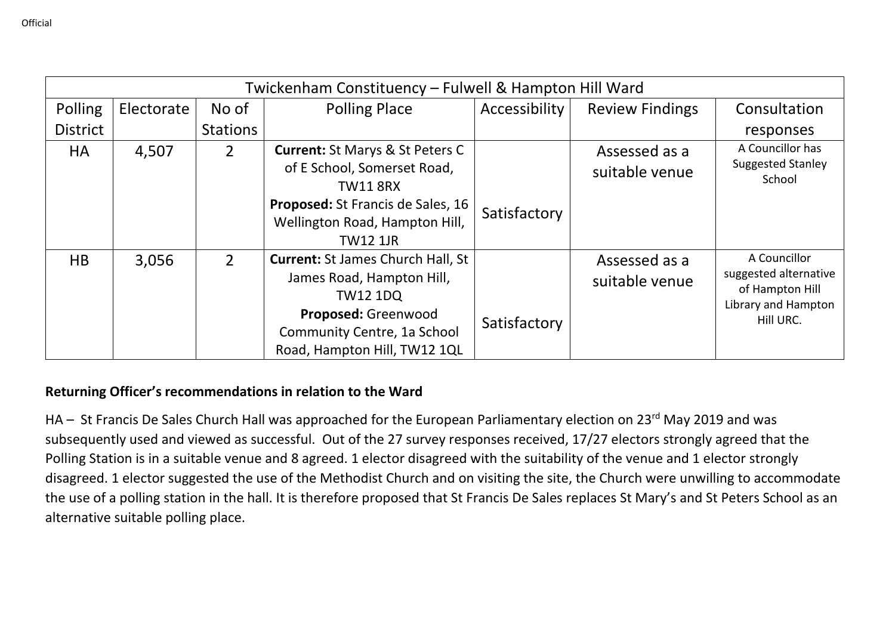| Twickenham Constituency – Fulwell & Hampton Hill Ward | | | | | | |
|---|---|---|---|---|---|---|
| Polling District | Electorate | No of Stations | Polling Place | Accessibility | Review Findings | Consultation responses |
| HA | 4,507 | 2 | **Current:** St Marys & St Peters C of E School, Somerset Road, TW11 8RX **Proposed:** St Francis de Sales, 16 Wellington Road, Hampton Hill, TW12 1JR | Satisfactory | Assessed as a suitable venue | A Councillor has Suggested Stanley School |
| HB | 3,056 | 2 | **Current:** St James Church Hall, St James Road, Hampton Hill, TW12 1DQ **Proposed:** Greenwood Community Centre, 1a School Road, Hampton Hill, TW12 1QL | Satisfactory | Assessed as a suitable venue | A Councillor suggested alternative of Hampton Hill Library and Hampton Hill URC. |

**Returning Officer's recommendations in relation to the Ward**

HA – St Francis De Sales Church Hall was approached for the European Parliamentary election on 23rd May 2019 and was subsequently used and viewed as successful. Out of the 27 survey responses received, 17/27 electors strongly agreed that the Polling Station is in a suitable venue and 8 agreed. 1 elector disagreed with the suitability of the venue and 1 elector strongly disagreed. 1 elector suggested the use of the Methodist Church and on visiting the site, the Church were unwilling to accommodate the use of a polling station in the hall. It is therefore proposed that St Francis De Sales replaces St Mary's and St Peters School as an alternative suitable polling place.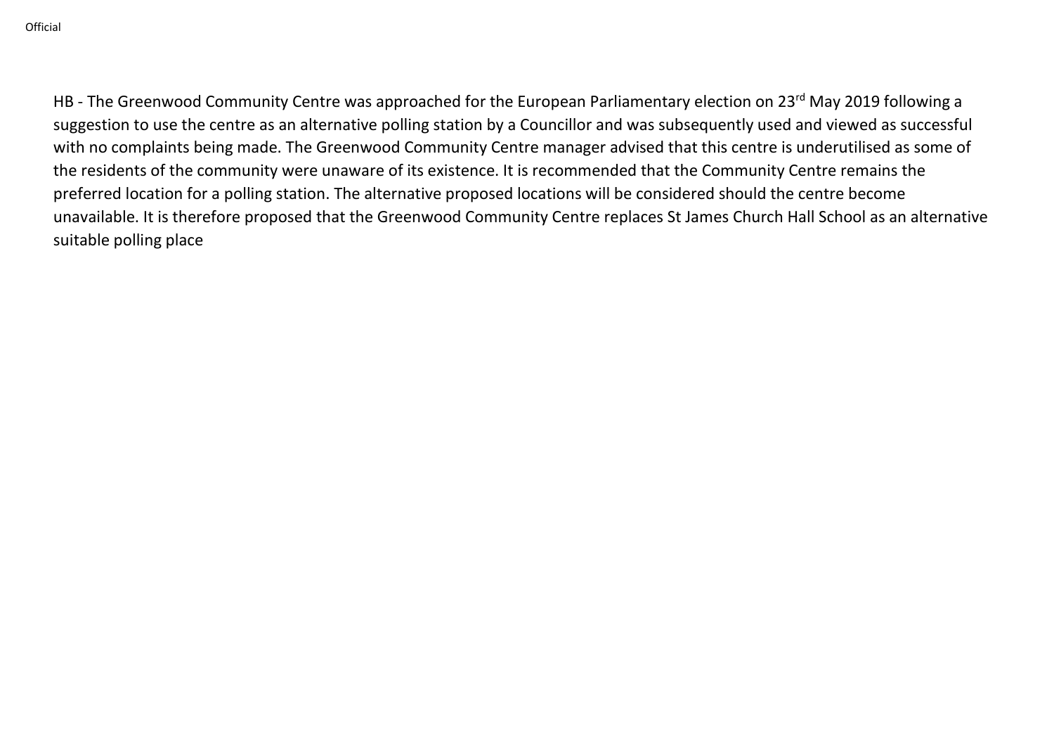HB - The Greenwood Community Centre was approached for the European Parliamentary election on 23rd May 2019 following a suggestion to use the centre as an alternative polling station by a Councillor and was subsequently used and viewed as successful with no complaints being made. The Greenwood Community Centre manager advised that this centre is underutilised as some of the residents of the community were unaware of its existence. It is recommended that the Community Centre remains the preferred location for a polling station. The alternative proposed locations will be considered should the centre become unavailable. It is therefore proposed that the Greenwood Community Centre replaces St James Church Hall School as an alternative suitable polling place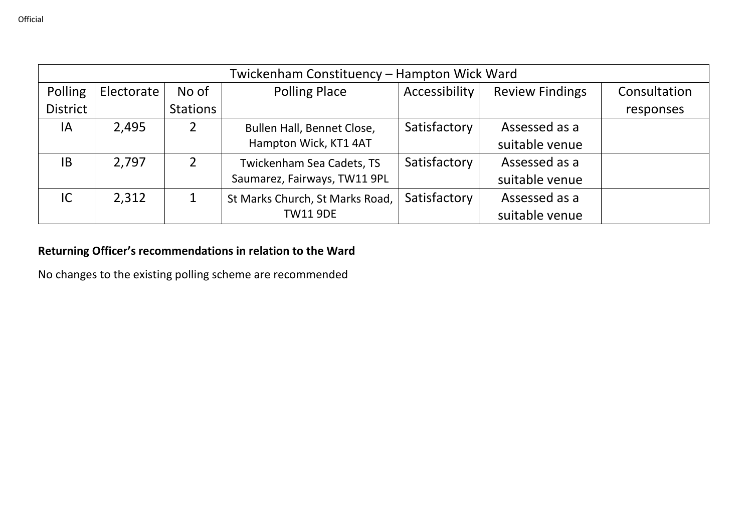| Twickenham Constituency – Hampton Wick Ward | | | | | | |
|---|---|---|---|---|---|---|
| Polling District | Electorate | No of Stations | Polling Place | Accessibility | Review Findings | Consultation responses |
| IA | 2,495 | 2 | Bullen Hall, Bennet Close, Hampton Wick, KT1 4AT | Satisfactory | Assessed as a suitable venue | |
| IB | 2,797 | 2 | Twickenham Sea Cadets, TS Saumarez, Fairways, TW11 9PL | Satisfactory | Assessed as a suitable venue | |
| IC | 2,312 | 1 | St Marks Church, St Marks Road, TW11 9DE | Satisfactory | Assessed as a suitable venue | |

**Returning Officer's recommendations in relation to the Ward**

No changes to the existing polling scheme are recommended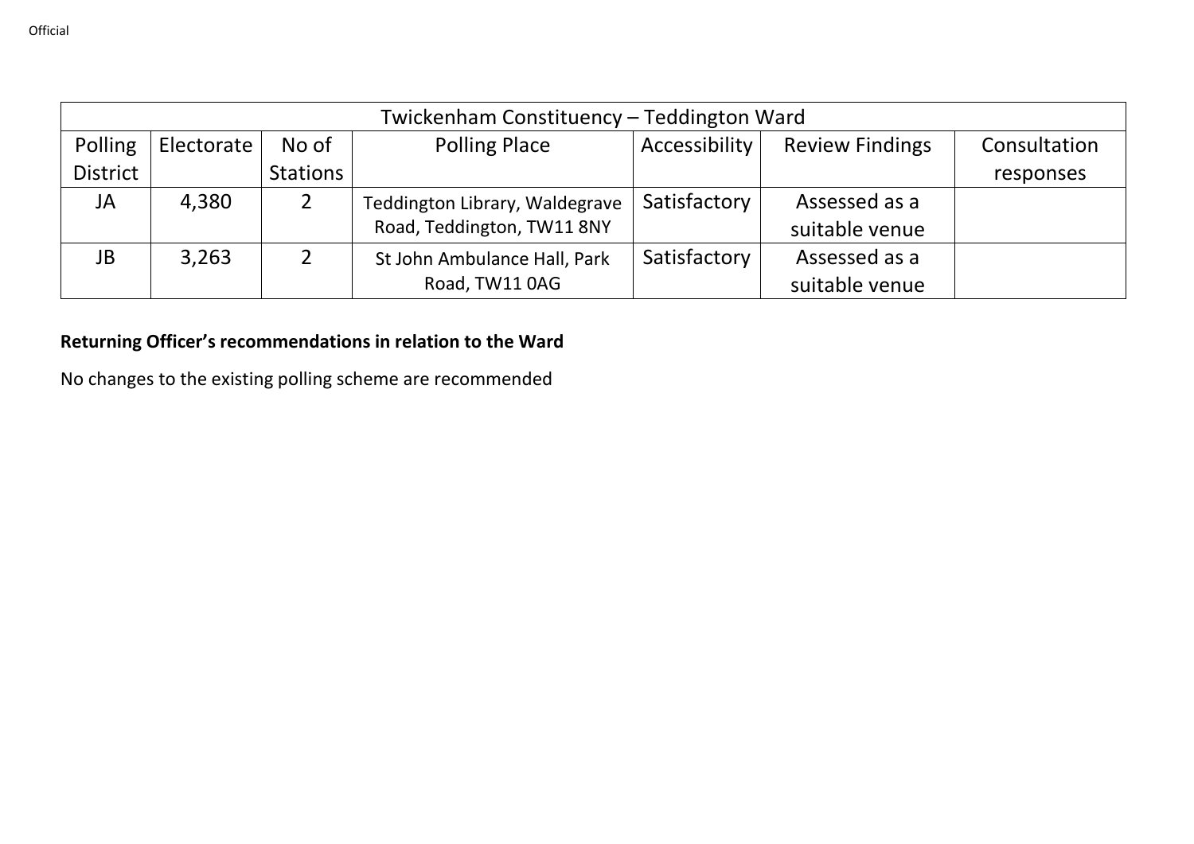| Twickenham Constituency – Teddington Ward | | | | | | |
|---|---|---|---|---|---|---|
| Polling District | Electorate | No of Stations | Polling Place | Accessibility | Review Findings | Consultation responses |
| JA | 4,380 | 2 | Teddington Library, Waldegrave Road, Teddington, TW11 8NY | Satisfactory | Assessed as a suitable venue | |
| JB | 3,263 | 2 | St John Ambulance Hall, Park Road, TW11 0AG | Satisfactory | Assessed as a suitable venue | |

**Returning Officer's recommendations in relation to the Ward**

No changes to the existing polling scheme are recommended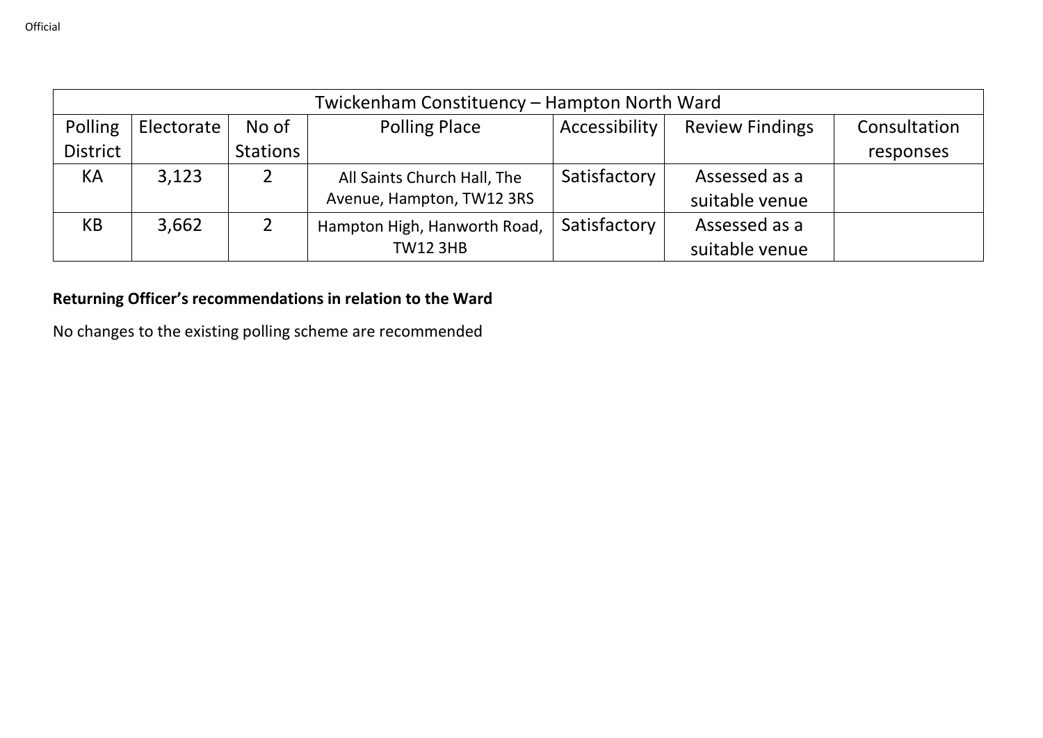| Twickenham Constituency – Hampton North Ward | | | | | | |
|---|---|---|---|---|---|---|
| Polling District | Electorate | No of Stations | Polling Place | Accessibility | Review Findings | Consultation responses |
| KA | 3,123 | 2 | All Saints Church Hall, The Avenue, Hampton, TW12 3RS | Satisfactory | Assessed as a suitable venue | |
| KB | 3,662 | 2 | Hampton High, Hanworth Road, TW12 3HB | Satisfactory | Assessed as a suitable venue | |

**Returning Officer's recommendations in relation to the Ward**

No changes to the existing polling scheme are recommended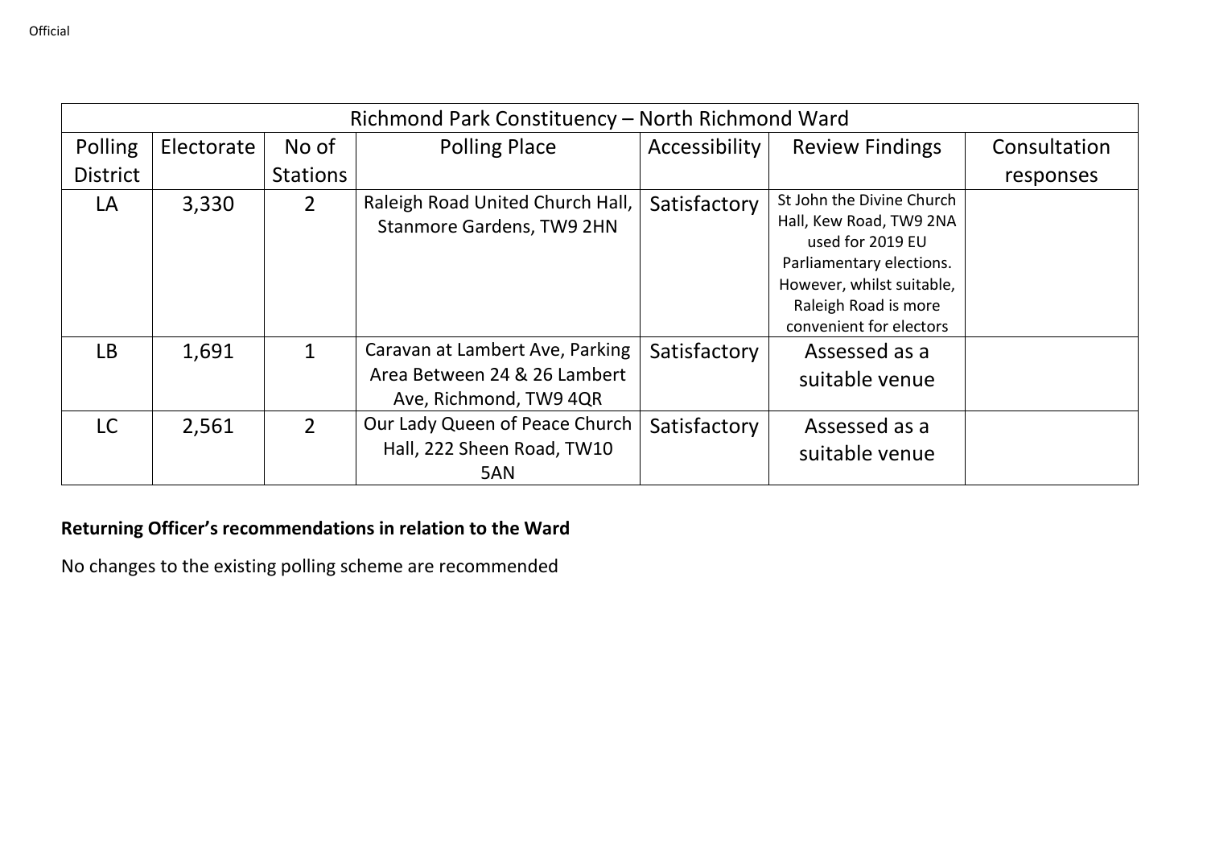| Richmond Park Constituency – North Richmond Ward | | | | | | |
|---|---|---|---|---|---|---|
| Polling District | Electorate | No of Stations | Polling Place | Accessibility | Review Findings | Consultation responses |
| LA | 3,330 | 2 | Raleigh Road United Church Hall, Stanmore Gardens, TW9 2HN | Satisfactory | St John the Divine Church Hall, Kew Road, TW9 2NA used for 2019 EU Parliamentary elections. However, whilst suitable, Raleigh Road is more convenient for electors | |
| LB | 1,691 | 1 | Caravan at Lambert Ave, Parking Area Between 24 & 26 Lambert Ave, Richmond, TW9 4QR | Satisfactory | Assessed as a suitable venue | |
| LC | 2,561 | 2 | Our Lady Queen of Peace Church Hall, 222 Sheen Road, TW10 5AN | Satisfactory | Assessed as a suitable venue | |

**Returning Officer's recommendations in relation to the Ward**

No changes to the existing polling scheme are recommended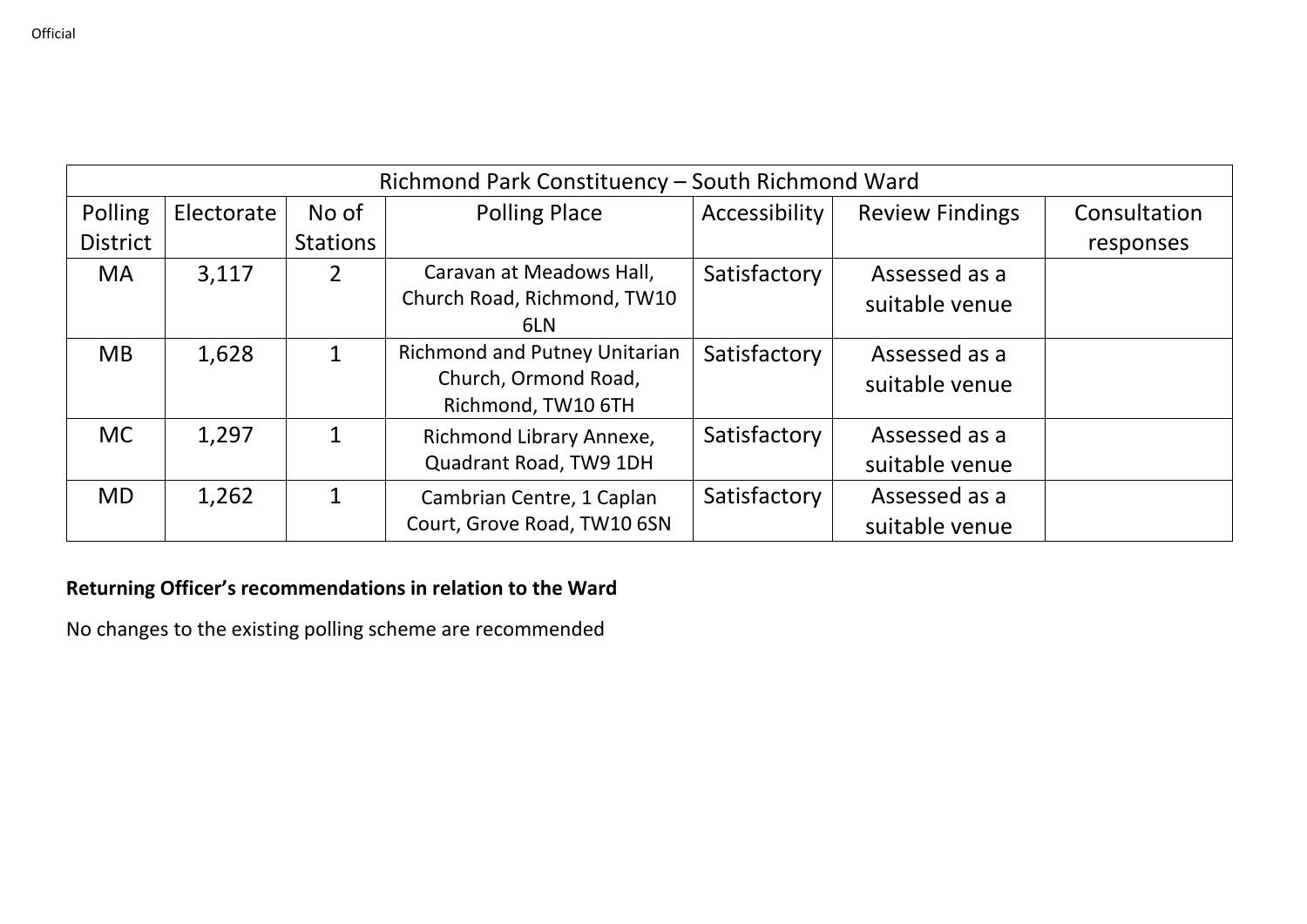| Richmond Park Constituency – South Richmond Ward | | | | | | |
|---|---|---|---|---|---|---|
| Polling District | Electorate | No of Stations | Polling Place | Accessibility | Review Findings | Consultation responses |
| MA | 3,117 | 2 | Caravan at Meadows Hall, Church Road, Richmond, TW10 6LN | Satisfactory | Assessed as a suitable venue | |
| MB | 1,628 | 1 | Richmond and Putney Unitarian Church, Ormond Road, Richmond, TW10 6TH | Satisfactory | Assessed as a suitable venue | |
| MC | 1,297 | 1 | Richmond Library Annexe, Quadrant Road, TW9 1DH | Satisfactory | Assessed as a suitable venue | |
| MD | 1,262 | 1 | Cambrian Centre, 1 Caplan Court, Grove Road, TW10 6SN | Satisfactory | Assessed as a suitable venue | |

**Returning Officer's recommendations in relation to the Ward**

No changes to the existing polling scheme are recommended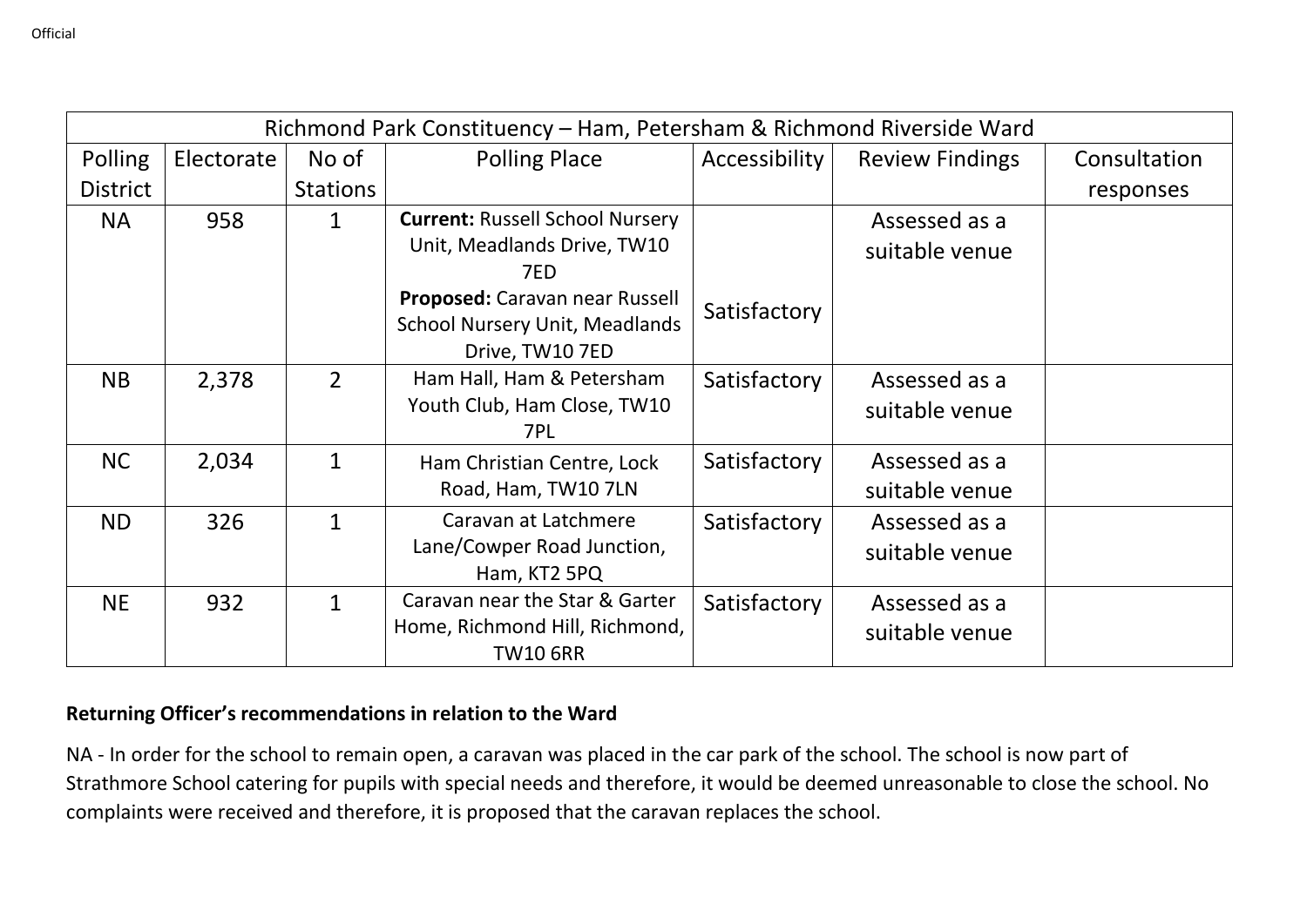| Richmond Park Constituency – Ham, Petersham & Richmond Riverside Ward | | | | | | |
|---|---|---|---|---|---|---|
| Polling District | Electorate | No of Stations | Polling Place | Accessibility | Review Findings | Consultation responses |
| NA | 958 | 1 | **Current:** Russell School Nursery Unit, Meadlands Drive, TW10 7ED **Proposed:** Caravan near Russell School Nursery Unit, Meadlands Drive, TW10 7ED | Satisfactory | Assessed as a suitable venue | |
| NB | 2,378 | 2 | Ham Hall, Ham & Petersham Youth Club, Ham Close, TW10 7PL | Satisfactory | Assessed as a suitable venue | |
| NC | 2,034 | 1 | Ham Christian Centre, Lock Road, Ham, TW10 7LN | Satisfactory | Assessed as a suitable venue | |
| ND | 326 | 1 | Caravan at Latchmere Lane/Cowper Road Junction, Ham, KT2 5PQ | Satisfactory | Assessed as a suitable venue | |
| NE | 932 | 1 | Caravan near the Star & Garter Home, Richmond Hill, Richmond, TW10 6RR | Satisfactory | Assessed as a suitable venue | |

**Returning Officer's recommendations in relation to the Ward**

NA - In order for the school to remain open, a caravan was placed in the car park of the school. The school is now part of Strathmore School catering for pupils with special needs and therefore, it would be deemed unreasonable to close the school. No complaints were received and therefore, it is proposed that the caravan replaces the school.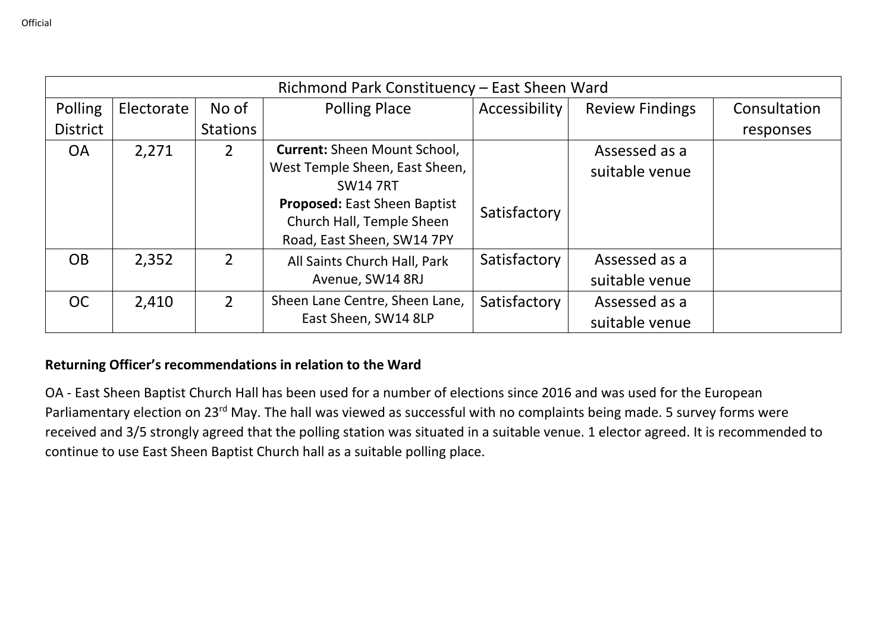| Richmond Park Constituency – East Sheen Ward | | | | | | |
|---|---|---|---|---|---|---|
| Polling District | Electorate | No of Stations | Polling Place | Accessibility | Review Findings | Consultation responses |
| OA | 2,271 | 2 | **Current:** Sheen Mount School, West Temple Sheen, East Sheen, SW14 7RT **Proposed:** East Sheen Baptist Church Hall, Temple Sheen Road, East Sheen, SW14 7PY | Satisfactory | Assessed as a suitable venue | |
| OB | 2,352 | 2 | All Saints Church Hall, Park Avenue, SW14 8RJ | Satisfactory | Assessed as a suitable venue | |
| OC | 2,410 | 2 | Sheen Lane Centre, Sheen Lane, East Sheen, SW14 8LP | Satisfactory | Assessed as a suitable venue | |

**Returning Officer's recommendations in relation to the Ward**

OA - East Sheen Baptist Church Hall has been used for a number of elections since 2016 and was used for the European Parliamentary election on 23rd May. The hall was viewed as successful with no complaints being made. 5 survey forms were received and 3/5 strongly agreed that the polling station was situated in a suitable venue. 1 elector agreed. It is recommended to continue to use East Sheen Baptist Church hall as a suitable polling place.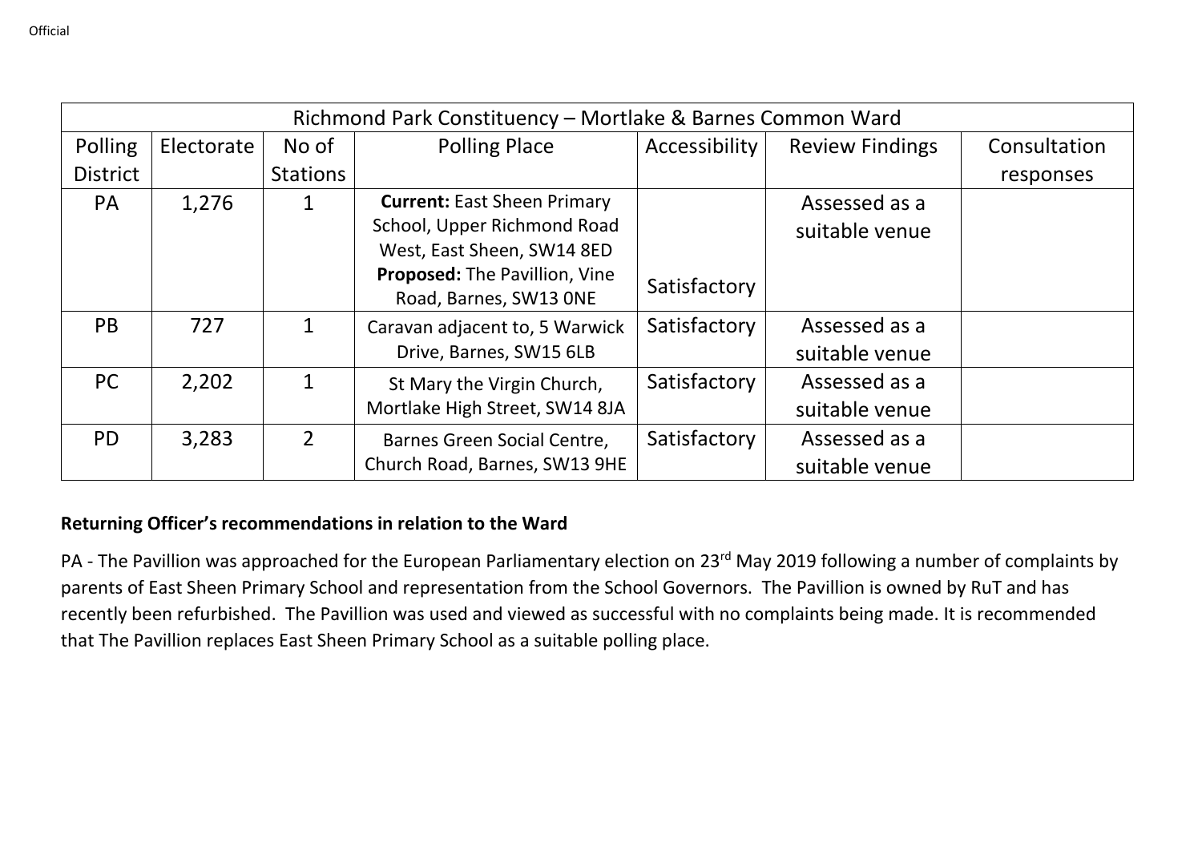| Richmond Park Constituency – Mortlake & Barnes Common Ward | | | | | | |
|---|---|---|---|---|---|---|
| Polling District | Electorate | No of Stations | Polling Place | Accessibility | Review Findings | Consultation responses |
| PA | 1,276 | 1 | **Current:** East Sheen Primary School, Upper Richmond Road West, East Sheen, SW14 8ED **Proposed:** The Pavillion, Vine Road, Barnes, SW13 0NE | Satisfactory | Assessed as a suitable venue | |
| PB | 727 | 1 | Caravan adjacent to, 5 Warwick Drive, Barnes, SW15 6LB | Satisfactory | Assessed as a suitable venue | |
| PC | 2,202 | 1 | St Mary the Virgin Church, Mortlake High Street, SW14 8JA | Satisfactory | Assessed as a suitable venue | |
| PD | 3,283 | 2 | Barnes Green Social Centre, Church Road, Barnes, SW13 9HE | Satisfactory | Assessed as a suitable venue | |

**Returning Officer's recommendations in relation to the Ward**

PA - The Pavillion was approached for the European Parliamentary election on 23rd May 2019 following a number of complaints by parents of East Sheen Primary School and representation from the School Governors. The Pavillion is owned by RuT and has recently been refurbished. The Pavillion was used and viewed as successful with no complaints being made. It is recommended that The Pavillion replaces East Sheen Primary School as a suitable polling place.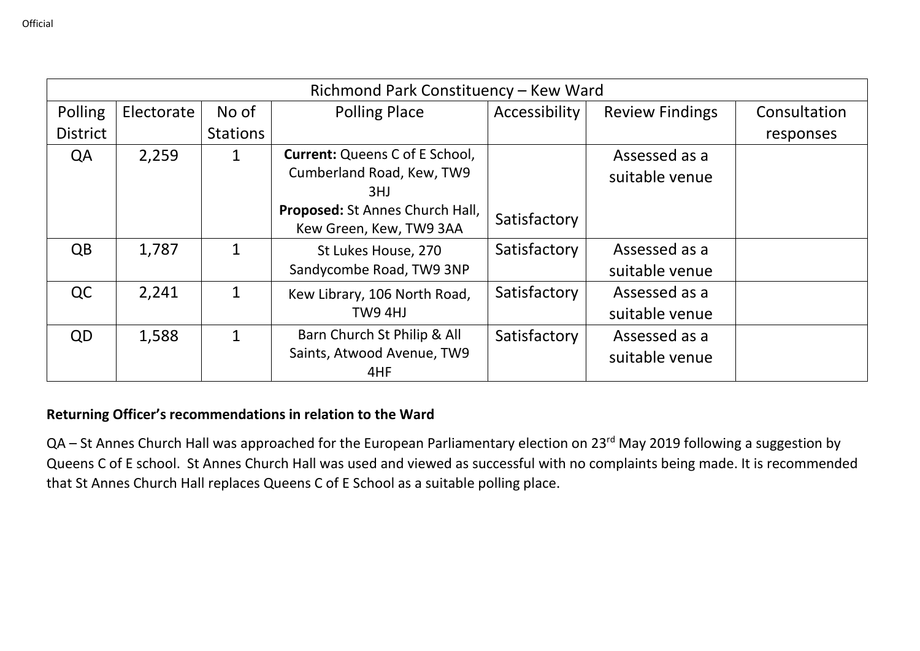| Richmond Park Constituency – Kew Ward | | | | | | |
|---|---|---|---|---|---|---|
| Polling District | Electorate | No of Stations | Polling Place | Accessibility | Review Findings | Consultation responses |
| QA | 2,259 | 1 | **Current:** Queens C of E School, Cumberland Road, Kew, TW9 3HJ<br>**Proposed:** St Annes Church Hall, Kew Green, Kew, TW9 3AA | Satisfactory | Assessed as a suitable venue | |
| QB | 1,787 | 1 | St Lukes House, 270 Sandycombe Road, TW9 3NP | Satisfactory | Assessed as a suitable venue | |
| QC | 2,241 | 1 | Kew Library, 106 North Road, TW9 4HJ | Satisfactory | Assessed as a suitable venue | |
| QD | 1,588 | 1 | Barn Church St Philip & All Saints, Atwood Avenue, TW9 4HF | Satisfactory | Assessed as a suitable venue | |

**Returning Officer's recommendations in relation to the Ward**

QA – St Annes Church Hall was approached for the European Parliamentary election on 23rd May 2019 following a suggestion by Queens C of E school. St Annes Church Hall was used and viewed as successful with no complaints being made. It is recommended that St Annes Church Hall replaces Queens C of E School as a suitable polling place.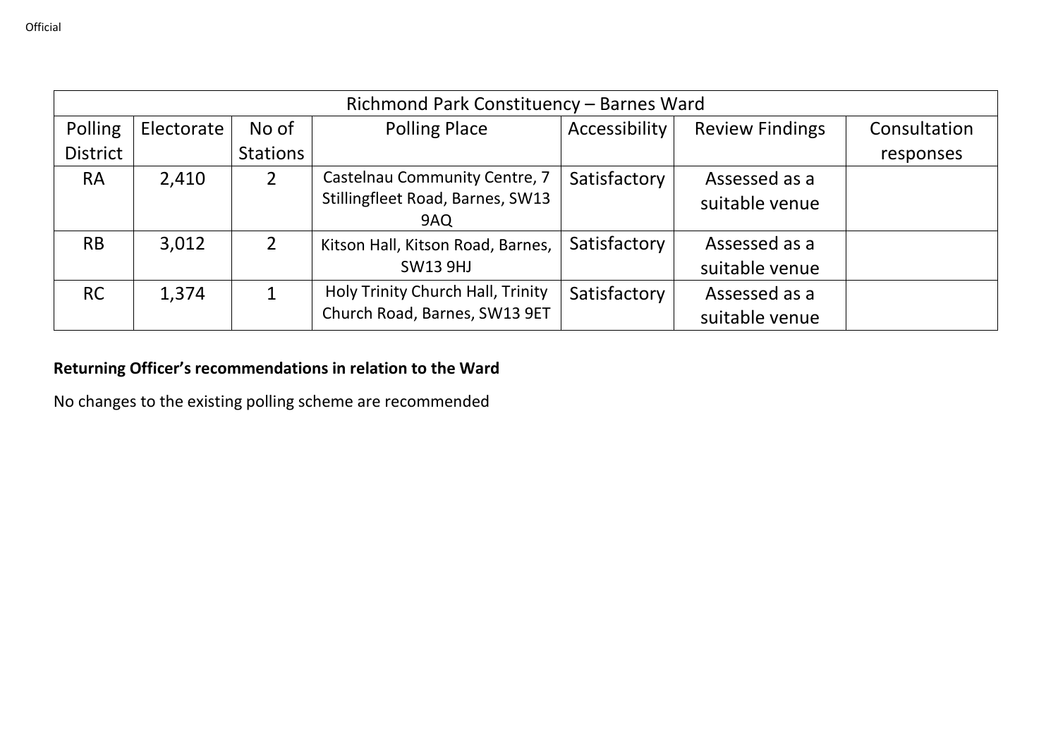| Richmond Park Constituency – Barnes Ward | | | | | | |
|---|---|---|---|---|---|---|
| Polling District | Electorate | No of Stations | Polling Place | Accessibility | Review Findings | Consultation responses |
| RA | 2,410 | 2 | Castelnau Community Centre, 7 Stillingfleet Road, Barnes, SW13 9AQ | Satisfactory | Assessed as a suitable venue | |
| RB | 3,012 | 2 | Kitson Hall, Kitson Road, Barnes, SW13 9HJ | Satisfactory | Assessed as a suitable venue | |
| RC | 1,374 | 1 | Holy Trinity Church Hall, Trinity Church Road, Barnes, SW13 9ET | Satisfactory | Assessed as a suitable venue | |

**Returning Officer's recommendations in relation to the Ward**

No changes to the existing polling scheme are recommended